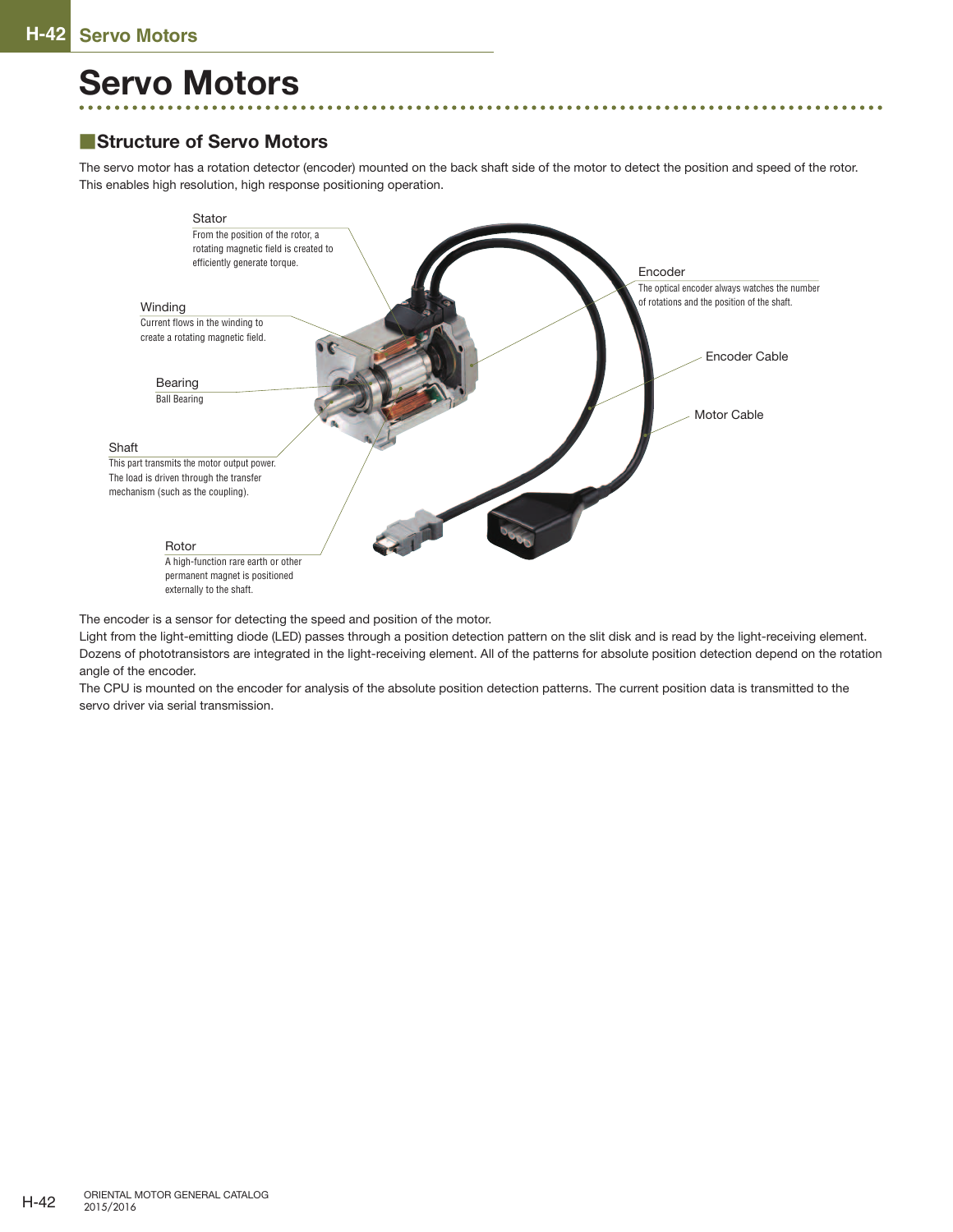# Servo Motors

## Structure of Servo Motors

The servo motor has a rotation detector (encoder) mounted on the back shaft side of the motor to detect the position and speed of the rotor. This enables high resolution, high response positioning operation.

**Stator**
From the position of the rotor, a rotating magnetic field is created to efficiently generate torque.

**Winding**
Current flows in the winding to create a rotating magnetic field.

**Bearing**
Ball Bearing

**Shaft**
This part transmits the motor output power. The load is driven through the transfer mechanism (such as the coupling).

**Rotor**
A high-function rare earth or other permanent magnet is positioned externally to the shaft.

**Encoder**
The optical encoder always watches the number of rotations and the position of the shaft.

**Encoder Cable**

**Motor Cable**

The encoder is a sensor for detecting the speed and position of the motor.
Light from the light-emitting diode (LED) passes through a position detection pattern on the slit disk and is read by the light-receiving element. Dozens of phototransistors are integrated in the light-receiving element. All of the patterns for absolute position detection depend on the rotation angle of the encoder.
The CPU is mounted on the encoder for analysis of the absolute position detection patterns. The current position data is transmitted to the servo driver via serial transmission.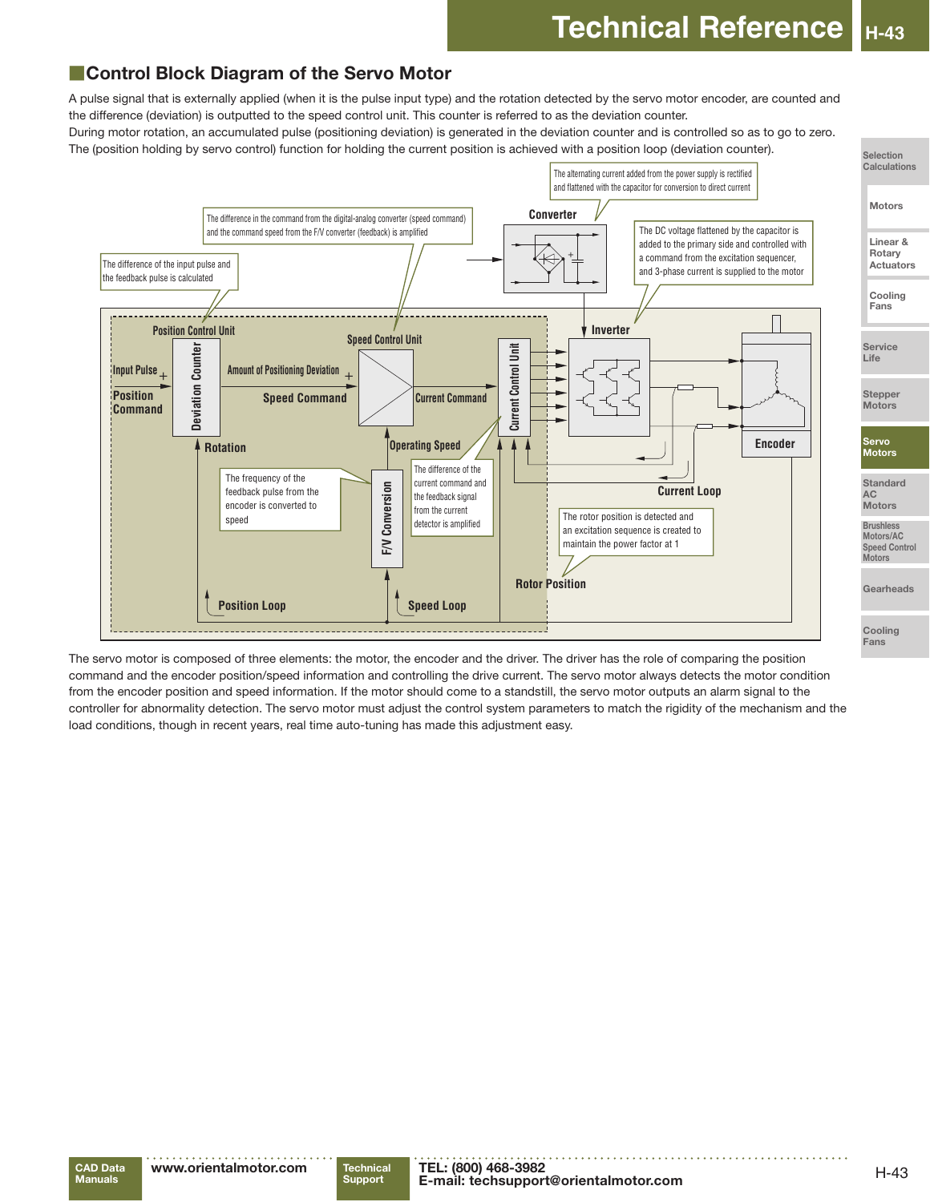## Control Block Diagram of the Servo Motor

A pulse signal that is externally applied (when it is the pulse input type) and the rotation detected by the servo motor encoder, are counted and the difference (deviation) is outputted to the speed control unit. This counter is referred to as the deviation counter.
During motor rotation, an accumulated pulse (positioning deviation) is generated in the deviation counter and is controlled so as to go to zero.
The (position holding by servo control) function for holding the current position is achieved with a position loop (deviation counter).

The alternating current added from the power supply is rectified and flattened with the capacitor for conversion to direct current

The difference in the command from the digital-analog converter (speed command) and the command speed from the F/V converter (feedback) is amplified

Converter

The DC voltage flattened by the capacitor is added to the primary side and controlled with a command from the excitation sequencer, and 3-phase current is supplied to the motor

The difference of the input pulse and the feedback pulse is calculated

Position Control Unit

Speed Control Unit

Inverter

Input Pulse +

Position Command

Deviation Counter

Amount of Positioning Deviation +

Speed Command

Current Command

Current Control Unit

Encoder

Rotation

Operating Speed

The frequency of the feedback pulse from the encoder is converted to speed

F/V Conversion

The difference of the current command and the feedback signal from the current detector is amplified

Current Loop

The rotor position is detected and an excitation sequence is created to maintain the power factor at 1

Rotor Position

Position Loop

Speed Loop

The servo motor is composed of three elements: the motor, the encoder and the driver. The driver has the role of comparing the position command and the encoder position/speed information and controlling the drive current. The servo motor always detects the motor condition from the encoder position and speed information. If the motor should come to a standstill, the servo motor outputs an alarm signal to the controller for abnormality detection. The servo motor must adjust the control system parameters to match the rigidity of the mechanism and the load conditions, though in recent years, real time auto-tuning has made this adjustment easy.